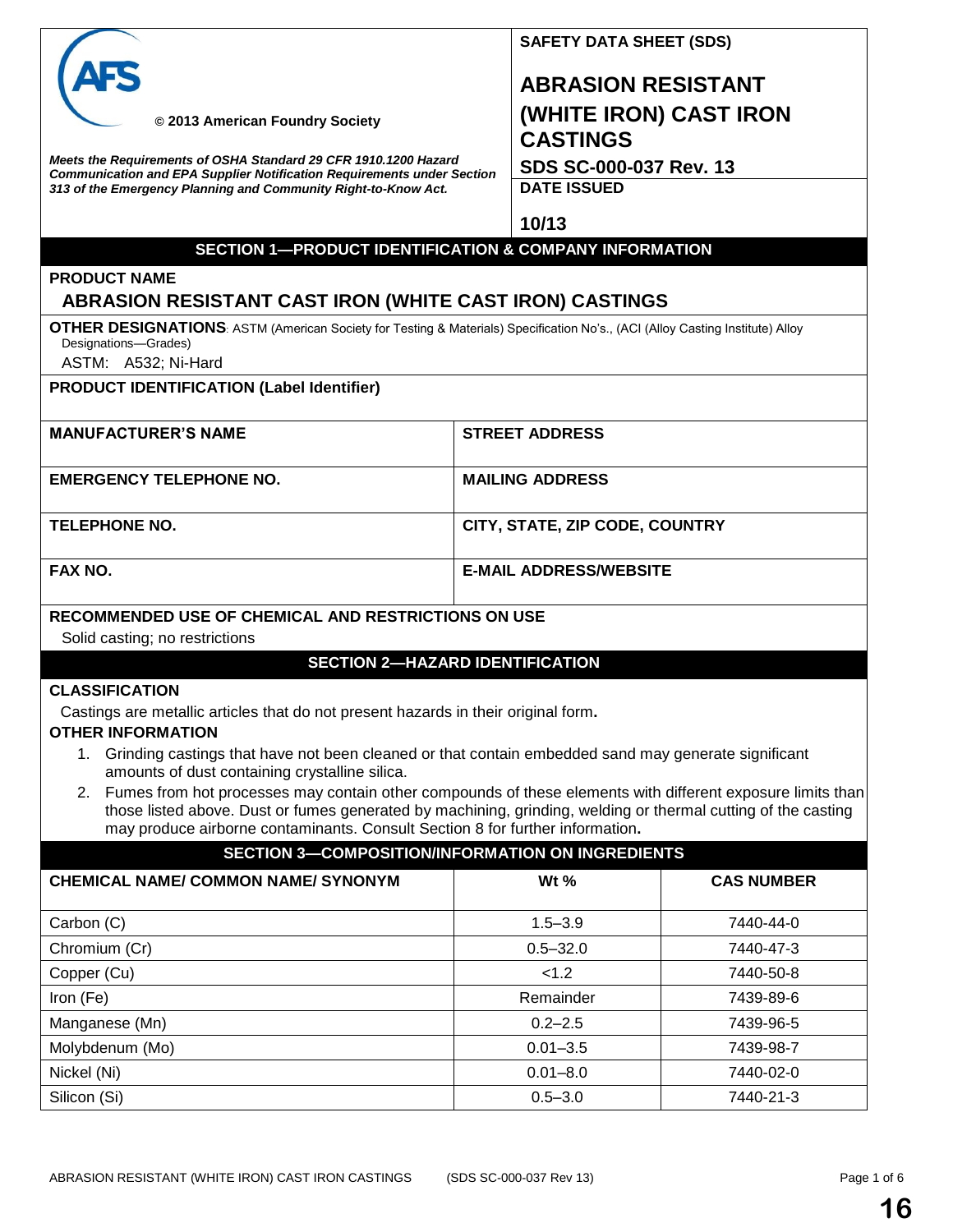© 2013 American Foundry Society

*Meets the Requirements of OSHA Standard 29 CFR 1910.1200 Hazard Communication and EPA Supplier Notification Requirements under Section 313 of the Emergency Planning and Community Right-to-Know Act.*

**SAFETY DATA SHEET (SDS)**

# ABRASION RESISTANT (WHITE IRON) CAST IRON CASTINGS

**SDS SC-000-037 Rev. 13**

**DATE ISSUED**

**10/13**

## SECTION 1—PRODUCT IDENTIFICATION & COMPANY INFORMATION

**PRODUCT NAME**

**ABRASION RESISTANT CAST IRON (WHITE CAST IRON) CASTINGS**

**OTHER DESIGNATIONS**: ASTM (American Society for Testing & Materials) Specification No's., (ACI (Alloy Casting Institute) Alloy Designations—Grades)

ASTM: A532; Ni-Hard

**PRODUCT IDENTIFICATION (Label Identifier)**

| | |
|---|---|
| **MANUFACTURER'S NAME** | **STREET ADDRESS** |
| **EMERGENCY TELEPHONE NO.** | **MAILING ADDRESS** |
| **TELEPHONE NO.** | **CITY, STATE, ZIP CODE, COUNTRY** |
| **FAX NO.** | **E-MAIL ADDRESS/WEBSITE** |

**RECOMMENDED USE OF CHEMICAL AND RESTRICTIONS ON USE**

Solid casting; no restrictions

## SECTION 2—HAZARD IDENTIFICATION

**CLASSIFICATION**

Castings are metallic articles that do not present hazards in their original form.

**OTHER INFORMATION**

1. Grinding castings that have not been cleaned or that contain embedded sand may generate significant amounts of dust containing crystalline silica.
2. Fumes from hot processes may contain other compounds of these elements with different exposure limits than those listed above. Dust or fumes generated by machining, grinding, welding or thermal cutting of the casting may produce airborne contaminants. Consult Section 8 for further information.

## SECTION 3—COMPOSITION/INFORMATION ON INGREDIENTS

| CHEMICAL NAME/ COMMON NAME/ SYNONYM | Wt % | CAS NUMBER |
|---|---|---|
| Carbon (C) | 1.5–3.9 | 7440-44-0 |
| Chromium (Cr) | 0.5–32.0 | 7440-47-3 |
| Copper (Cu) | <1.2 | 7440-50-8 |
| Iron (Fe) | Remainder | 7439-89-6 |
| Manganese (Mn) | 0.2–2.5 | 7439-96-5 |
| Molybdenum (Mo) | 0.01–3.5 | 7439-98-7 |
| Nickel (Ni) | 0.01–8.0 | 7440-02-0 |
| Silicon (Si) | 0.5–3.0 | 7440-21-3 |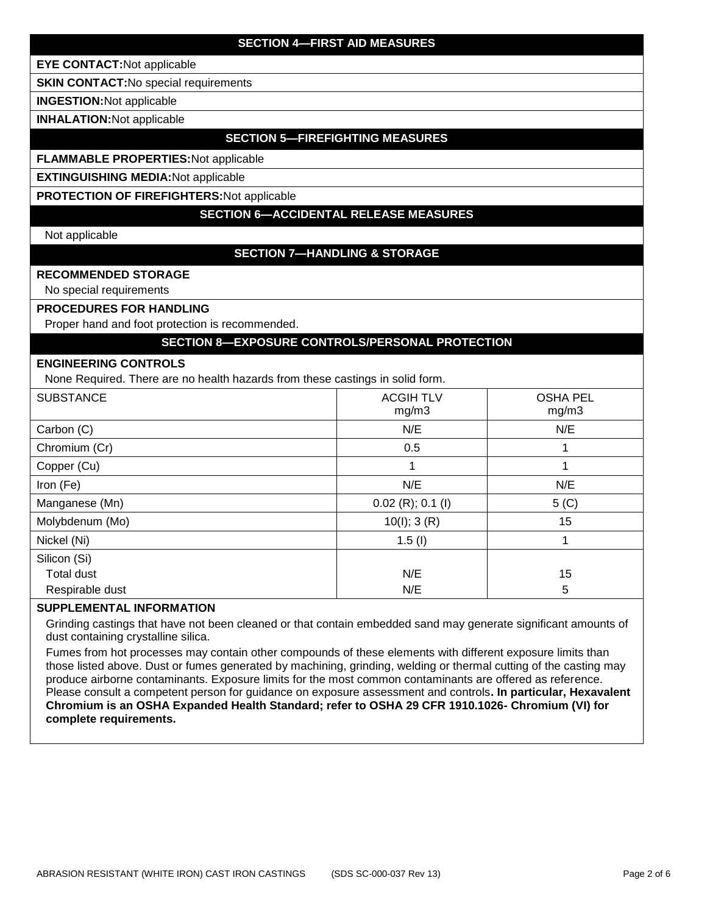## SECTION 4—FIRST AID MEASURES

**EYE CONTACT:** Not applicable

**SKIN CONTACT:** No special requirements

**INGESTION:** Not applicable

**INHALATION:** Not applicable

## SECTION 5—FIREFIGHTING MEASURES

**FLAMMABLE PROPERTIES:** Not applicable

**EXTINGUISHING MEDIA:** Not applicable

**PROTECTION OF FIREFIGHTERS:** Not applicable

## SECTION 6—ACCIDENTAL RELEASE MEASURES

Not applicable

## SECTION 7—HANDLING & STORAGE

**RECOMMENDED STORAGE**

No special requirements

**PROCEDURES FOR HANDLING**

Proper hand and foot protection is recommended.

## SECTION 8—EXPOSURE CONTROLS/PERSONAL PROTECTION

**ENGINEERING CONTROLS**

None Required. There are no health hazards from these castings in solid form.

| SUBSTANCE | ACGIH TLV mg/m3 | OSHA PEL mg/m3 |
|---|---|---|
| Carbon (C) | N/E | N/E |
| Chromium (Cr) | 0.5 | 1 |
| Copper (Cu) | 1 | 1 |
| Iron (Fe) | N/E | N/E |
| Manganese (Mn) | 0.02 (R); 0.1 (I) | 5 (C) |
| Molybdenum (Mo) | 10(I); 3 (R) | 15 |
| Nickel (Ni) | 1.5 (I) | 1 |
| Silicon (Si) | | |
| Total dust | N/E | 15 |
| Respirable dust | N/E | 5 |

**SUPPLEMENTAL INFORMATION**

Grinding castings that have not been cleaned or that contain embedded sand may generate significant amounts of dust containing crystalline silica.

Fumes from hot processes may contain other compounds of these elements with different exposure limits than those listed above. Dust or fumes generated by machining, grinding, welding or thermal cutting of the casting may produce airborne contaminants. Exposure limits for the most common contaminants are offered as reference. Please consult a competent person for guidance on exposure assessment and controls. **In particular, Hexavalent Chromium is an OSHA Expanded Health Standard; refer to OSHA 29 CFR 1910.1026- Chromium (VI) for complete requirements.**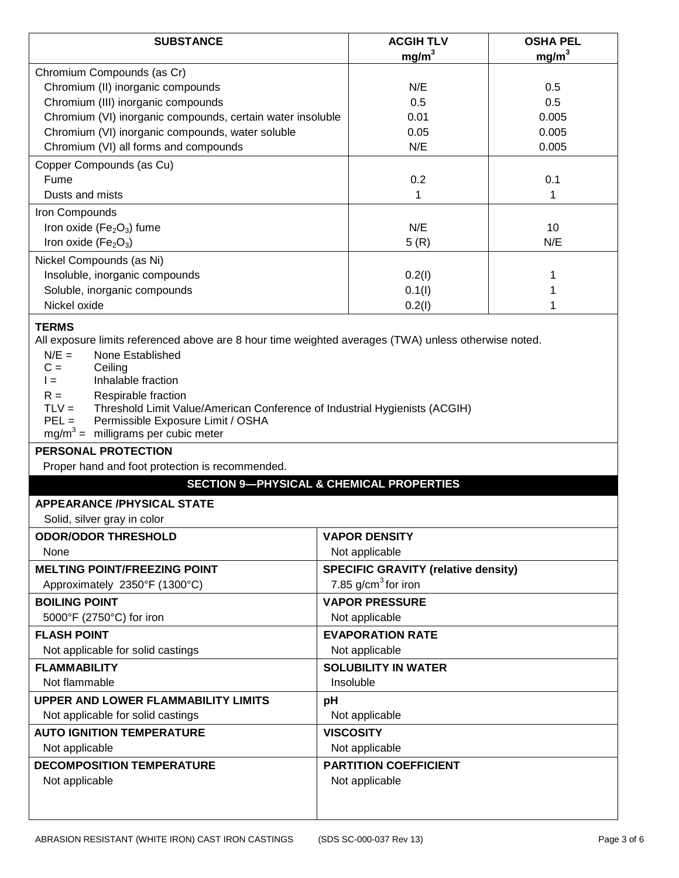| SUBSTANCE | ACGIH TLV $mg/m^3$ | OSHA PEL $mg/m^3$ |
|---|---|---|
| Chromium Compounds (as Cr) | | |
| Chromium (II) inorganic compounds | N/E | 0.5 |
| Chromium (III) inorganic compounds | 0.5 | 0.5 |
| Chromium (VI) inorganic compounds, certain water insoluble | 0.01 | 0.005 |
| Chromium (VI) inorganic compounds, water soluble | 0.05 | 0.005 |
| Chromium (VI) all forms and compounds | N/E | 0.005 |
| Copper Compounds (as Cu) | | |
| Fume | 0.2 | 0.1 |
| Dusts and mists | 1 | 1 |
| Iron Compounds | | |
| Iron oxide ($Fe_2O_3$) fume | N/E | 10 |
| Iron oxide ($Fe_2O_3$) | 5 (R) | N/E |
| Nickel Compounds (as Ni) | | |
| Insoluble, inorganic compounds | 0.2(I) | 1 |
| Soluble, inorganic compounds | 0.1(I) | 1 |
| Nickel oxide | 0.2(I) | 1 |

**TERMS**

All exposure limits referenced above are 8 hour time weighted averages (TWA) unless otherwise noted.

- N/E = None Established
- C = Ceiling
- I = Inhalable fraction
- R = Respirable fraction
- TLV = Threshold Limit Value/American Conference of Industrial Hygienists (ACGIH)
- PEL = Permissible Exposure Limit / OSHA
- $mg/m^3$ = milligrams per cubic meter

**PERSONAL PROTECTION**

Proper hand and foot protection is recommended.

## SECTION 9—PHYSICAL & CHEMICAL PROPERTIES

**APPEARANCE /PHYSICAL STATE**

Solid, silver gray in color

| | |
|---|---|
| **ODOR/ODOR THRESHOLD**<br>None | **VAPOR DENSITY**<br>Not applicable |
| **MELTING POINT/FREEZING POINT**<br>Approximately 2350°F (1300°C) | **SPECIFIC GRAVITY (relative density)**<br>7.85 $g/cm^3$ for iron |
| **BOILING POINT**<br>5000°F (2750°C) for iron | **VAPOR PRESSURE**<br>Not applicable |
| **FLASH POINT**<br>Not applicable for solid castings | **EVAPORATION RATE**<br>Not applicable |
| **FLAMMABILITY**<br>Not flammable | **SOLUBILITY IN WATER**<br>Insoluble |
| **UPPER AND LOWER FLAMMABILITY LIMITS**<br>Not applicable for solid castings | **pH**<br>Not applicable |
| **AUTO IGNITION TEMPERATURE**<br>Not applicable | **VISCOSITY**<br>Not applicable |
| **DECOMPOSITION TEMPERATURE**<br>Not applicable | **PARTITION COEFFICIENT**<br>Not applicable |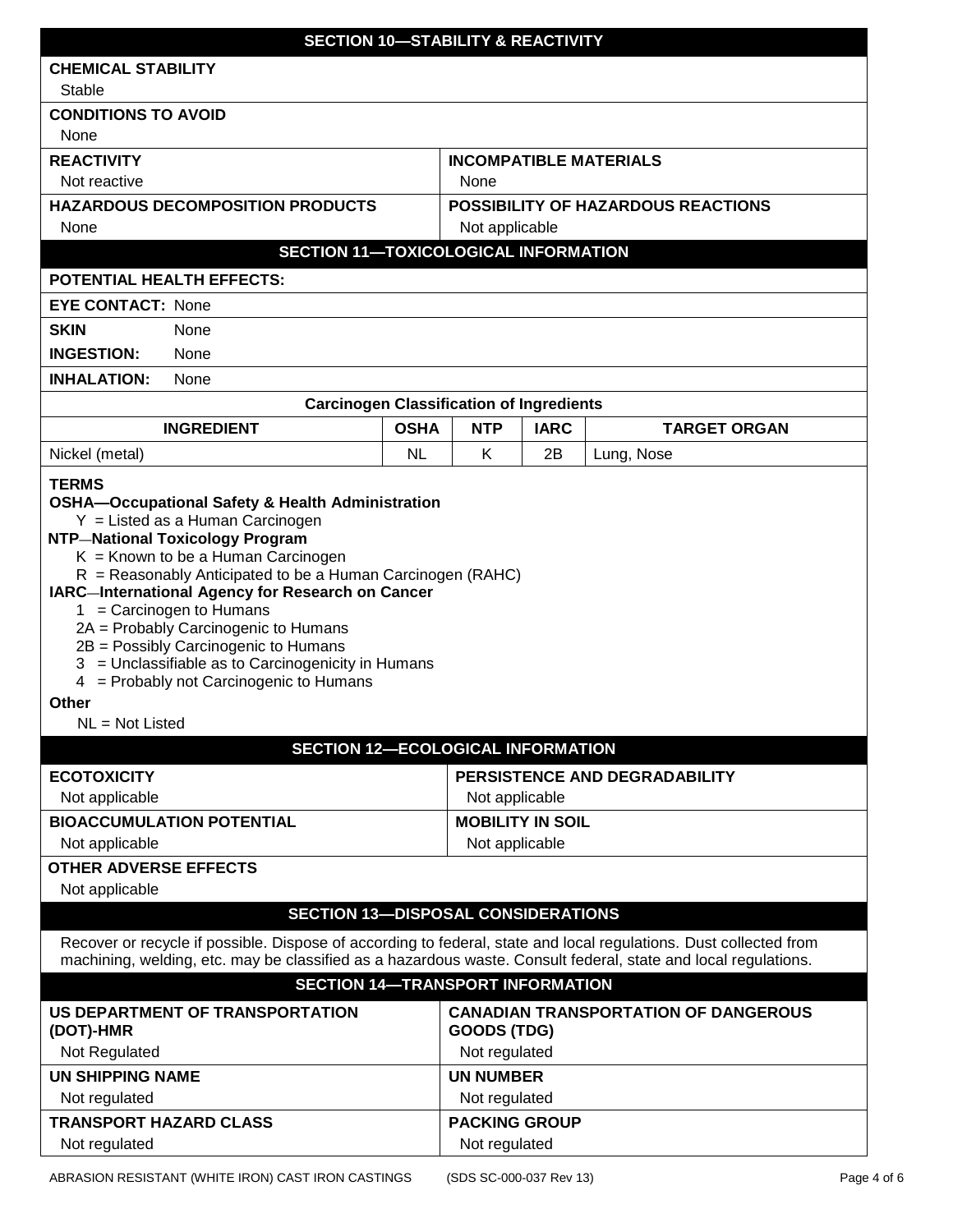## SECTION 10—STABILITY & REACTIVITY

**CHEMICAL STABILITY**
Stable

**CONDITIONS TO AVOID**
None

**REACTIVITY**
Not reactive

**INCOMPATIBLE MATERIALS**
None

**HAZARDOUS DECOMPOSITION PRODUCTS**
None

**POSSIBILITY OF HAZARDOUS REACTIONS**
Not applicable

## SECTION 11—TOXICOLOGICAL INFORMATION

**POTENTIAL HEALTH EFFECTS:**

**EYE CONTACT:** None

**SKIN** None

**INGESTION:** None

**INHALATION:** None

**Carcinogen Classification of Ingredients**

| INGREDIENT | OSHA | NTP | IARC | TARGET ORGAN |
|---|---|---|---|---|
| Nickel (metal) | NL | K | 2B | Lung, Nose |

**TERMS**

**OSHA—Occupational Safety & Health Administration**
Y = Listed as a Human Carcinogen

**NTP—National Toxicology Program**
K = Known to be a Human Carcinogen
R = Reasonably Anticipated to be a Human Carcinogen (RAHC)

**IARC—International Agency for Research on Cancer**
1 = Carcinogen to Humans
2A = Probably Carcinogenic to Humans
2B = Possibly Carcinogenic to Humans
3 = Unclassifiable as to Carcinogenicity in Humans
4 = Probably not Carcinogenic to Humans

**Other**
NL = Not Listed

## SECTION 12—ECOLOGICAL INFORMATION

**ECOTOXICITY**
Not applicable

**PERSISTENCE AND DEGRADABILITY**
Not applicable

**BIOACCUMULATION POTENTIAL**
Not applicable

**MOBILITY IN SOIL**
Not applicable

**OTHER ADVERSE EFFECTS**
Not applicable

## SECTION 13—DISPOSAL CONSIDERATIONS

Recover or recycle if possible. Dispose of according to federal, state and local regulations. Dust collected from machining, welding, etc. may be classified as a hazardous waste. Consult federal, state and local regulations.

## SECTION 14—TRANSPORT INFORMATION

**US DEPARTMENT OF TRANSPORTATION (DOT)-HMR**
Not Regulated

**CANADIAN TRANSPORTATION OF DANGEROUS GOODS (TDG)**
Not regulated

**UN SHIPPING NAME**
Not regulated

**UN NUMBER**
Not regulated

**TRANSPORT HAZARD CLASS**
Not regulated

**PACKING GROUP**
Not regulated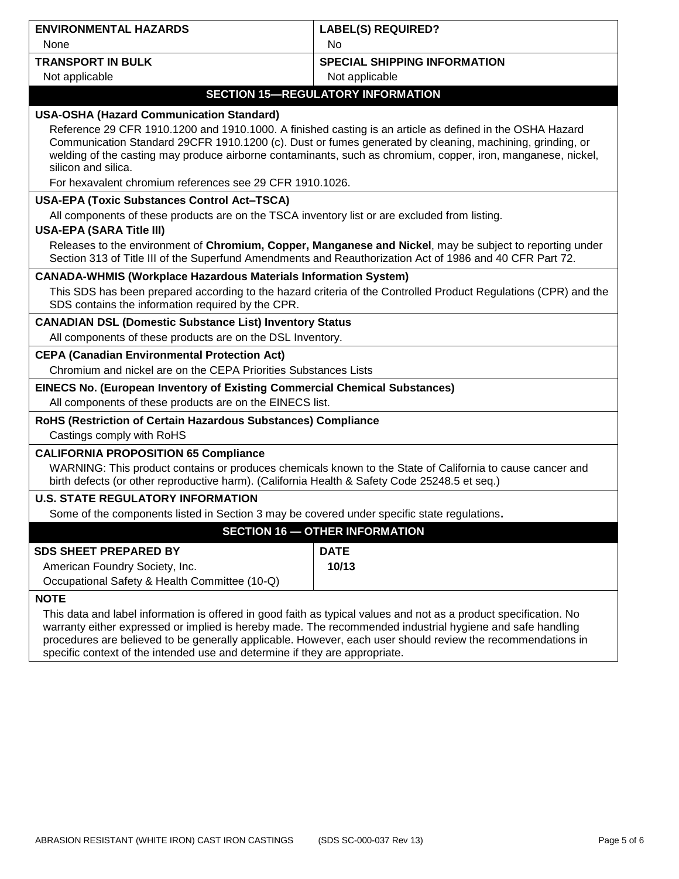| ENVIRONMENTAL HAZARDS | LABEL(S) REQUIRED? |
|---|---|
| None | No |
| **TRANSPORT IN BULK** | **SPECIAL SHIPPING INFORMATION** |
| Not applicable | Not applicable |

## SECTION 15—REGULATORY INFORMATION

**USA-OSHA (Hazard Communication Standard)**

Reference 29 CFR 1910.1200 and 1910.1000. A finished casting is an article as defined in the OSHA Hazard Communication Standard 29CFR 1910.1200 (c). Dust or fumes generated by cleaning, machining, grinding, or welding of the casting may produce airborne contaminants, such as chromium, copper, iron, manganese, nickel, silicon and silica.

For hexavalent chromium references see 29 CFR 1910.1026.

**USA-EPA (Toxic Substances Control Act–TSCA)**

All components of these products are on the TSCA inventory list or are excluded from listing.

**USA-EPA (SARA Title III)**

Releases to the environment of **Chromium, Copper, Manganese and Nickel**, may be subject to reporting under Section 313 of Title III of the Superfund Amendments and Reauthorization Act of 1986 and 40 CFR Part 72.

**CANADA-WHMIS (Workplace Hazardous Materials Information System)**

This SDS has been prepared according to the hazard criteria of the Controlled Product Regulations (CPR) and the SDS contains the information required by the CPR.

**CANADIAN DSL (Domestic Substance List) Inventory Status**

All components of these products are on the DSL Inventory.

**CEPA (Canadian Environmental Protection Act)**

Chromium and nickel are on the CEPA Priorities Substances Lists

**EINECS No. (European Inventory of Existing Commercial Chemical Substances)**

All components of these products are on the EINECS list.

**RoHS (Restriction of Certain Hazardous Substances) Compliance**

Castings comply with RoHS

**CALIFORNIA PROPOSITION 65 Compliance**

WARNING: This product contains or produces chemicals known to the State of California to cause cancer and birth defects (or other reproductive harm). (California Health & Safety Code 25248.5 et seq.)

**U.S. STATE REGULATORY INFORMATION**

Some of the components listed in Section 3 may be covered under specific state regulations**.**

## SECTION 16 — OTHER INFORMATION

| SDS SHEET PREPARED BY | DATE |
|---|---|
| American Foundry Society, Inc.<br>Occupational Safety & Health Committee (10-Q) | **10/13** |

**NOTE**

This data and label information is offered in good faith as typical values and not as a product specification. No warranty either expressed or implied is hereby made. The recommended industrial hygiene and safe handling procedures are believed to be generally applicable. However, each user should review the recommendations in specific context of the intended use and determine if they are appropriate.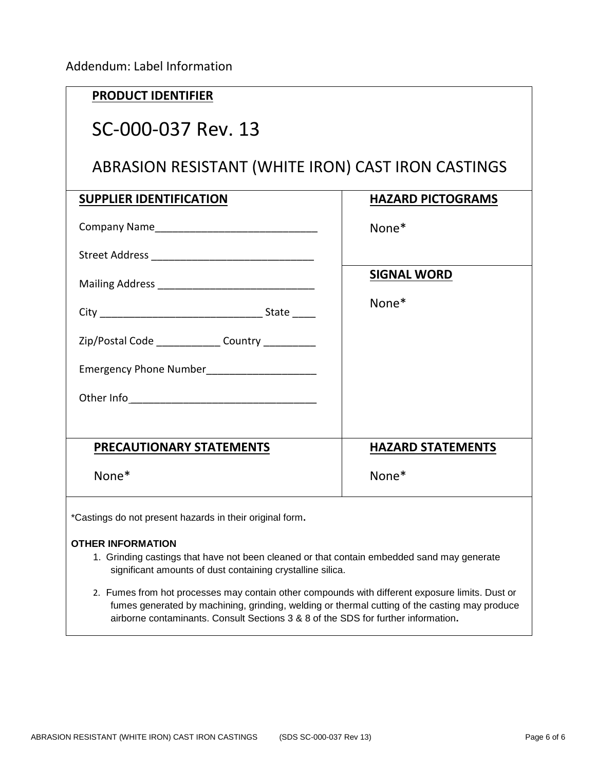Addendum: Label Information

**PRODUCT IDENTIFIER**

# SC-000-037 Rev. 13

# ABRASION RESISTANT (WHITE IRON) CAST IRON CASTINGS

| **SUPPLIER IDENTIFICATION** | **HAZARD PICTOGRAMS** |
|---|---|
| Company Name____________________________ | None* |
| Street Address ____________________________ | **SIGNAL WORD** |
| Mailing Address ___________________________ | None* |
| City ____________________________ State ____ | |
| Zip/Postal Code ___________ Country _________ | |
| Emergency Phone Number___________________ | |
| Other Info________________________________ | |
| **PRECAUTIONARY STATEMENTS** | **HAZARD STATEMENTS** |
| None* | None* |

*Castings do not present hazards in their original form.

**OTHER INFORMATION**

1. Grinding castings that have not been cleaned or that contain embedded sand may generate significant amounts of dust containing crystalline silica.
2. Fumes from hot processes may contain other compounds with different exposure limits. Dust or fumes generated by machining, grinding, welding or thermal cutting of the casting may produce airborne contaminants. Consult Sections 3 & 8 of the SDS for further information.